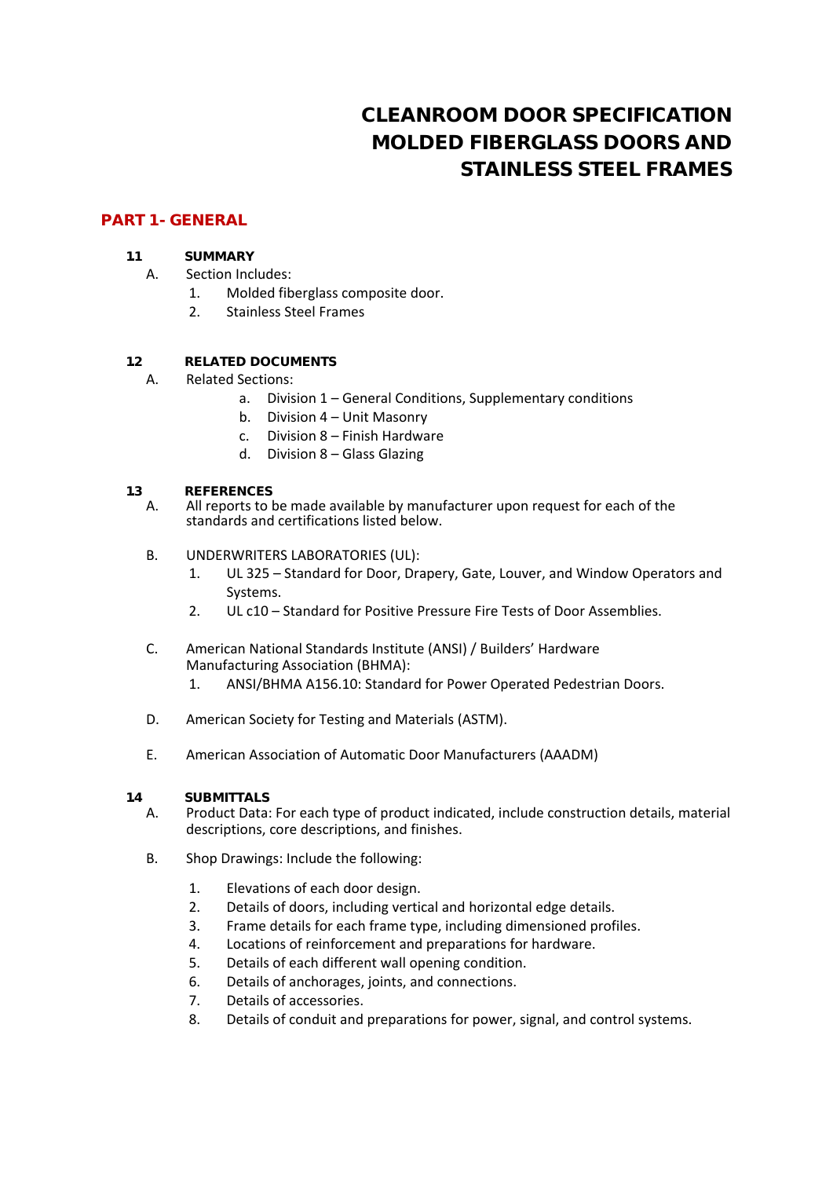# CLEANROOM DOOR SPECIFICATION
# MOLDED FIBERGLASS DOORS AND STAINLESS STEEL FRAMES

## PART 1- GENERAL

### 11 SUMMARY

A. Section Includes:
1. Molded fiberglass composite door.
2. Stainless Steel Frames

### 12 RELATED DOCUMENTS

A. Related Sections:
   a. Division 1 – General Conditions, Supplementary conditions
   b. Division 4 – Unit Masonry
   c. Division 8 – Finish Hardware
   d. Division 8 – Glass Glazing

### 13 REFERENCES

A. All reports to be made available by manufacturer upon request for each of the standards and certifications listed below.

B. UNDERWRITERS LABORATORIES (UL):
1. UL 325 – Standard for Door, Drapery, Gate, Louver, and Window Operators and Systems.
2. UL c10 – Standard for Positive Pressure Fire Tests of Door Assemblies.

C. American National Standards Institute (ANSI) / Builders' Hardware Manufacturing Association (BHMA):
1. ANSI/BHMA A156.10: Standard for Power Operated Pedestrian Doors.

D. American Society for Testing and Materials (ASTM).

E. American Association of Automatic Door Manufacturers (AAADM)

### 14 SUBMITTALS

A. Product Data: For each type of product indicated, include construction details, material descriptions, core descriptions, and finishes.

B. Shop Drawings: Include the following:

1. Elevations of each door design.
2. Details of doors, including vertical and horizontal edge details.
3. Frame details for each frame type, including dimensioned profiles.
4. Locations of reinforcement and preparations for hardware.
5. Details of each different wall opening condition.
6. Details of anchorages, joints, and connections.
7. Details of accessories.
8. Details of conduit and preparations for power, signal, and control systems.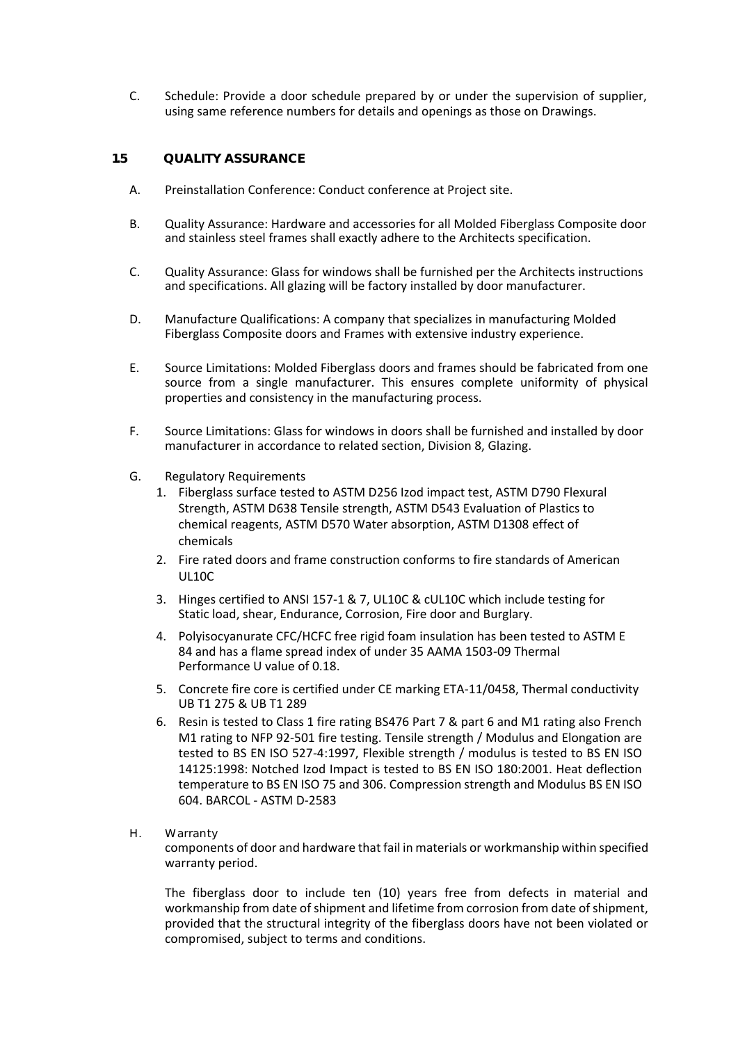C. Schedule: Provide a door schedule prepared by or under the supervision of supplier, using same reference numbers for details and openings as those on Drawings.

## 15 QUALITY ASSURANCE

A. Preinstallation Conference: Conduct conference at Project site.

B. Quality Assurance: Hardware and accessories for all Molded Fiberglass Composite door and stainless steel frames shall exactly adhere to the Architects specification.

C. Quality Assurance: Glass for windows shall be furnished per the Architects instructions and specifications. All glazing will be factory installed by door manufacturer.

D. Manufacture Qualifications: A company that specializes in manufacturing Molded Fiberglass Composite doors and Frames with extensive industry experience.

E. Source Limitations: Molded Fiberglass doors and frames should be fabricated from one source from a single manufacturer. This ensures complete uniformity of physical properties and consistency in the manufacturing process.

F. Source Limitations: Glass for windows in doors shall be furnished and installed by door manufacturer in accordance to related section, Division 8, Glazing.

G. Regulatory Requirements

1. Fiberglass surface tested to ASTM D256 Izod impact test, ASTM D790 Flexural Strength, ASTM D638 Tensile strength, ASTM D543 Evaluation of Plastics to chemical reagents, ASTM D570 Water absorption, ASTM D1308 effect of chemicals
2. Fire rated doors and frame construction conforms to fire standards of American UL10C
3. Hinges certified to ANSI 157-1 & 7, UL10C & cUL10C which include testing for Static load, shear, Endurance, Corrosion, Fire door and Burglary.
4. Polyisocyanurate CFC/HCFC free rigid foam insulation has been tested to ASTM E 84 and has a flame spread index of under 35 AAMA 1503-09 Thermal Performance U value of 0.18.
5. Concrete fire core is certified under CE marking ETA-11/0458, Thermal conductivity UB T1 275 & UB T1 289
6. Resin is tested to Class 1 fire rating BS476 Part 7 & part 6 and M1 rating also French M1 rating to NFP 92-501 fire testing. Tensile strength / Modulus and Elongation are tested to BS EN ISO 527-4:1997, Flexible strength / modulus is tested to BS EN ISO 14125:1998: Notched Izod Impact is tested to BS EN ISO 180:2001. Heat deflection temperature to BS EN ISO 75 and 306. Compression strength and Modulus BS EN ISO 604. BARCOL - ASTM D-2583

H. Warranty

components of door and hardware that fail in materials or workmanship within specified warranty period.

The fiberglass door to include ten (10) years free from defects in material and workmanship from date of shipment and lifetime from corrosion from date of shipment, provided that the structural integrity of the fiberglass doors have not been violated or compromised, subject to terms and conditions.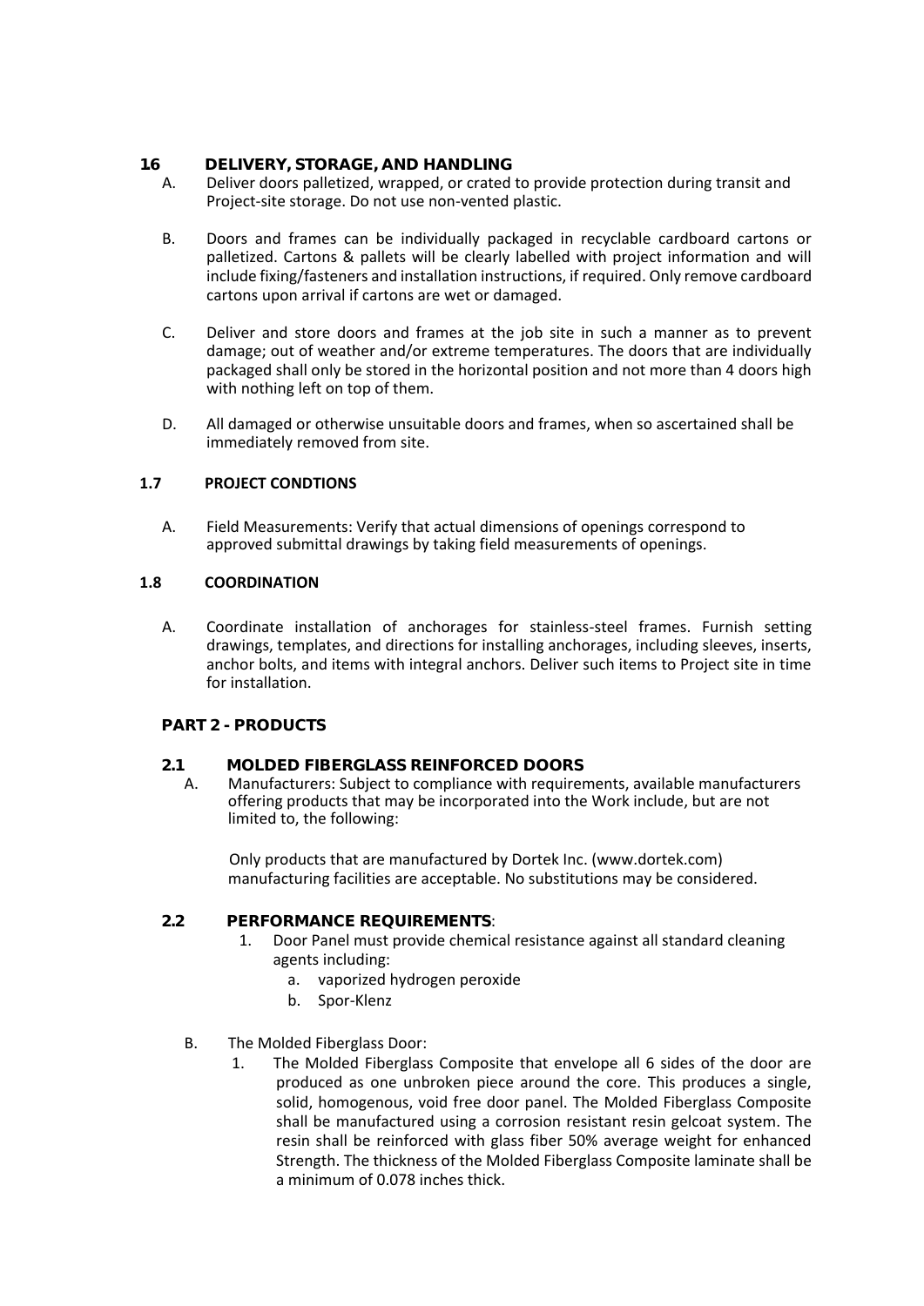## 16 DELIVERY, STORAGE, AND HANDLING

A. Deliver doors palletized, wrapped, or crated to provide protection during transit and Project-site storage. Do not use non-vented plastic.

B. Doors and frames can be individually packaged in recyclable cardboard cartons or palletized. Cartons & pallets will be clearly labelled with project information and will include fixing/fasteners and installation instructions, if required. Only remove cardboard cartons upon arrival if cartons are wet or damaged.

C. Deliver and store doors and frames at the job site in such a manner as to prevent damage; out of weather and/or extreme temperatures. The doors that are individually packaged shall only be stored in the horizontal position and not more than 4 doors high with nothing left on top of them.

D. All damaged or otherwise unsuitable doors and frames, when so ascertained shall be immediately removed from site.

### 1.7 PROJECT CONDTIONS

A. Field Measurements: Verify that actual dimensions of openings correspond to approved submittal drawings by taking field measurements of openings.

### 1.8 COORDINATION

A. Coordinate installation of anchorages for stainless-steel frames. Furnish setting drawings, templates, and directions for installing anchorages, including sleeves, inserts, anchor bolts, and items with integral anchors. Deliver such items to Project site in time for installation.

## PART 2 - PRODUCTS

### 2.1 MOLDED FIBERGLASS REINFORCED DOORS

A. Manufacturers: Subject to compliance with requirements, available manufacturers offering products that may be incorporated into the Work include, but are not limited to, the following:

Only products that are manufactured by Dortek Inc. (www.dortek.com) manufacturing facilities are acceptable. No substitutions may be considered.

### 2.2 PERFORMANCE REQUIREMENTS:

1. Door Panel must provide chemical resistance against all standard cleaning agents including:
   a. vaporized hydrogen peroxide
   b. Spor-Klenz

B. The Molded Fiberglass Door:

1. The Molded Fiberglass Composite that envelope all 6 sides of the door are produced as one unbroken piece around the core. This produces a single, solid, homogenous, void free door panel. The Molded Fiberglass Composite shall be manufactured using a corrosion resistant resin gelcoat system. The resin shall be reinforced with glass fiber 50% average weight for enhanced Strength. The thickness of the Molded Fiberglass Composite laminate shall be a minimum of 0.078 inches thick.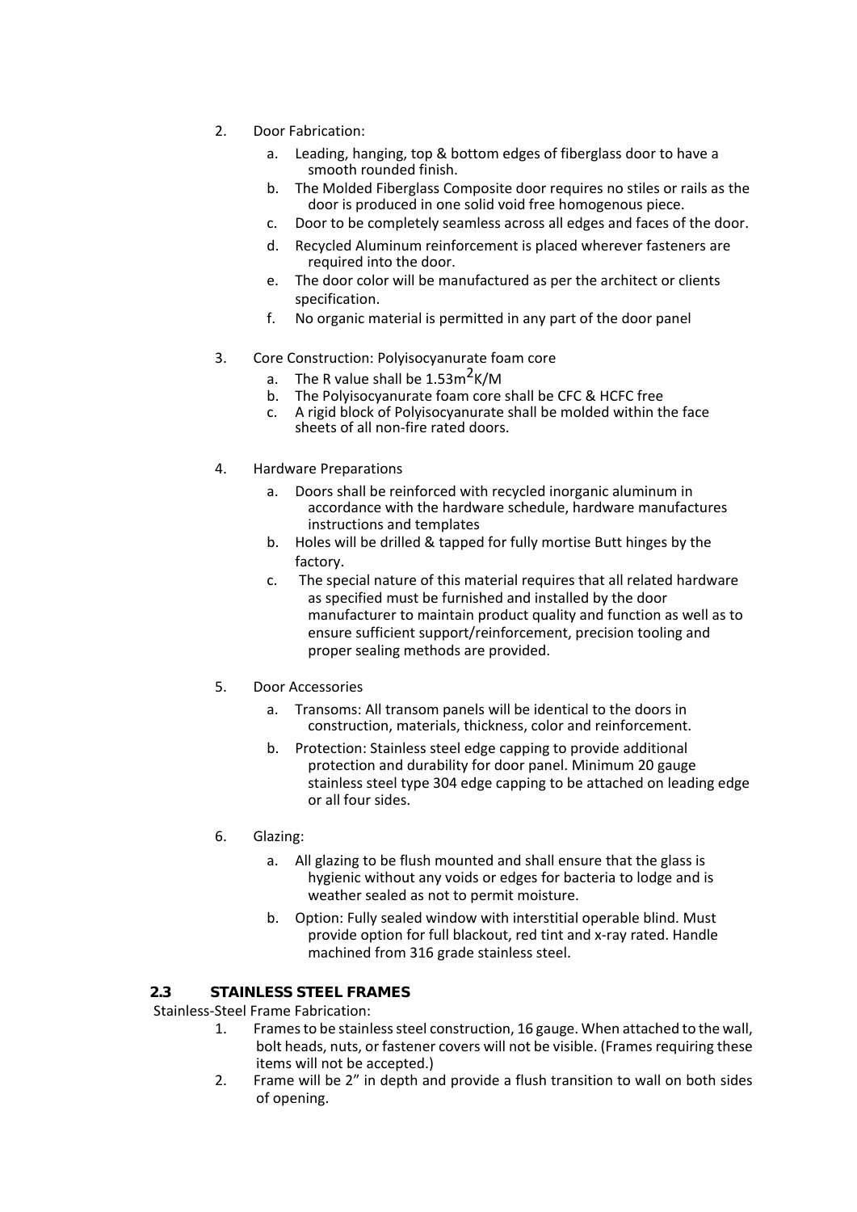2. Door Fabrication:
   a. Leading, hanging, top & bottom edges of fiberglass door to have a smooth rounded finish.
   b. The Molded Fiberglass Composite door requires no stiles or rails as the door is produced in one solid void free homogenous piece.
   c. Door to be completely seamless across all edges and faces of the door.
   d. Recycled Aluminum reinforcement is placed wherever fasteners are required into the door.
   e. The door color will be manufactured as per the architect or clients specification.
   f. No organic material is permitted in any part of the door panel

3. Core Construction: Polyisocyanurate foam core
   a. The R value shall be $1.53m^2K/M$
   b. The Polyisocyanurate foam core shall be CFC & HCFC free
   c. A rigid block of Polyisocyanurate shall be molded within the face sheets of all non-fire rated doors.

4. Hardware Preparations
   a. Doors shall be reinforced with recycled inorganic aluminum in accordance with the hardware schedule, hardware manufactures instructions and templates
   b. Holes will be drilled & tapped for fully mortise Butt hinges by the factory.
   c. The special nature of this material requires that all related hardware as specified must be furnished and installed by the door manufacturer to maintain product quality and function as well as to ensure sufficient support/reinforcement, precision tooling and proper sealing methods are provided.

5. Door Accessories
   a. Transoms: All transom panels will be identical to the doors in construction, materials, thickness, color and reinforcement.
   b. Protection: Stainless steel edge capping to provide additional protection and durability for door panel. Minimum 20 gauge stainless steel type 304 edge capping to be attached on leading edge or all four sides.

6. Glazing:
   a. All glazing to be flush mounted and shall ensure that the glass is hygienic without any voids or edges for bacteria to lodge and is weather sealed as not to permit moisture.
   b. Option: Fully sealed window with interstitial operable blind. Must provide option for full blackout, red tint and x-ray rated. Handle machined from 316 grade stainless steel.

## 2.3 STAINLESS STEEL FRAMES

Stainless-Steel Frame Fabrication:

1. Frames to be stainless steel construction, 16 gauge. When attached to the wall, bolt heads, nuts, or fastener covers will not be visible. (Frames requiring these items will not be accepted.)
2. Frame will be 2" in depth and provide a flush transition to wall on both sides of opening.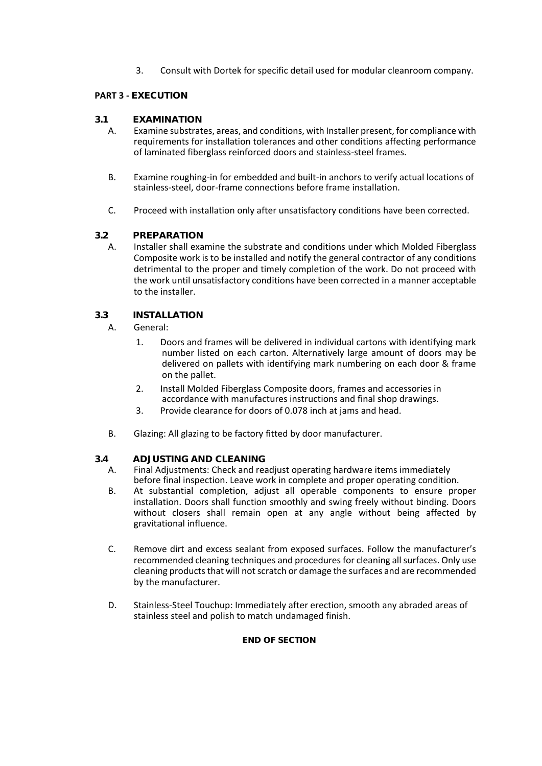3. Consult with Dortek for specific detail used for modular cleanroom company.

## PART 3 - EXECUTION

### 3.1 EXAMINATION

A. Examine substrates, areas, and conditions, with Installer present, for compliance with requirements for installation tolerances and other conditions affecting performance of laminated fiberglass reinforced doors and stainless-steel frames.

B. Examine roughing-in for embedded and built-in anchors to verify actual locations of stainless-steel, door-frame connections before frame installation.

C. Proceed with installation only after unsatisfactory conditions have been corrected.

### 3.2 PREPARATION

A. Installer shall examine the substrate and conditions under which Molded Fiberglass Composite work is to be installed and notify the general contractor of any conditions detrimental to the proper and timely completion of the work. Do not proceed with the work until unsatisfactory conditions have been corrected in a manner acceptable to the installer.

### 3.3 INSTALLATION

A. General:

1. Doors and frames will be delivered in individual cartons with identifying mark number listed on each carton. Alternatively large amount of doors may be delivered on pallets with identifying mark numbering on each door & frame on the pallet.
2. Install Molded Fiberglass Composite doors, frames and accessories in accordance with manufactures instructions and final shop drawings.
3. Provide clearance for doors of 0.078 inch at jams and head.

B. Glazing: All glazing to be factory fitted by door manufacturer.

### 3.4 ADJUSTING AND CLEANING

A. Final Adjustments: Check and readjust operating hardware items immediately before final inspection. Leave work in complete and proper operating condition.

B. At substantial completion, adjust all operable components to ensure proper installation. Doors shall function smoothly and swing freely without binding. Doors without closers shall remain open at any angle without being affected by gravitational influence.

C. Remove dirt and excess sealant from exposed surfaces. Follow the manufacturer's recommended cleaning techniques and procedures for cleaning all surfaces. Only use cleaning products that will not scratch or damage the surfaces and are recommended by the manufacturer.

D. Stainless-Steel Touchup: Immediately after erection, smooth any abraded areas of stainless steel and polish to match undamaged finish.

**END OF SECTION**